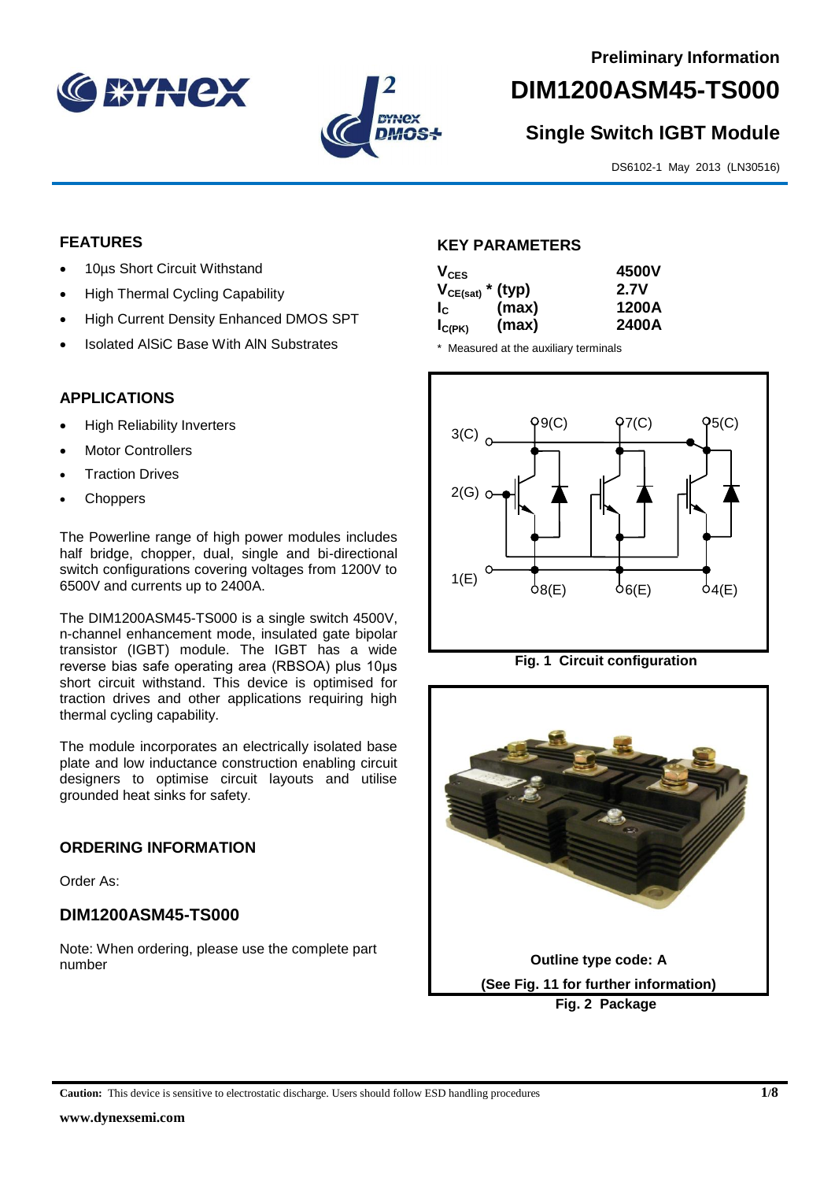Preliminary Information

# DIM1200ASM45-TS000

## Single Switch IGBT Module

DS6102-1 May 2013 (LN30516)

## FEATURES

- 10µs Short Circuit Withstand
- High Thermal Cycling Capability
- High Current Density Enhanced DMOS SPT
- Isolated AlSiC Base With AlN Substrates

## APPLICATIONS

- High Reliability Inverters
- Motor Controllers
- Traction Drives
- Choppers

The Powerline range of high power modules includes half bridge, chopper, dual, single and bi-directional switch configurations covering voltages from 1200V to 6500V and currents up to 2400A.

The DIM1200ASM45-TS000 is a single switch 4500V, n-channel enhancement mode, insulated gate bipolar transistor (IGBT) module. The IGBT has a wide reverse bias safe operating area (RBSOA) plus 10µs short circuit withstand. This device is optimised for traction drives and other applications requiring high thermal cycling capability.

The module incorporates an electrically isolated base plate and low inductance construction enabling circuit designers to optimise circuit layouts and utilise grounded heat sinks for safety.

## ORDERING INFORMATION

Order As:

### DIM1200ASM45-TS000

Note: When ordering, please use the complete part number

## KEY PARAMETERS

| Parameter | | Value |
|---|---|---|
| $V_{CES}$ | | 4500V |
| $V_{CE(sat)}$ * | (typ) | 2.7V |
| $I_C$ | (max) | 1200A |
| $I_{C(PK)}$ | (max) | 2400A |

* Measured at the auxiliary terminals

Fig. 1 Circuit configuration

Outline type code: A

(See Fig. 11 for further information)

Fig. 2 Package

**Caution:** This device is sensitive to electrostatic discharge. Users should follow ESD handling procedures

www.dynexsemi.com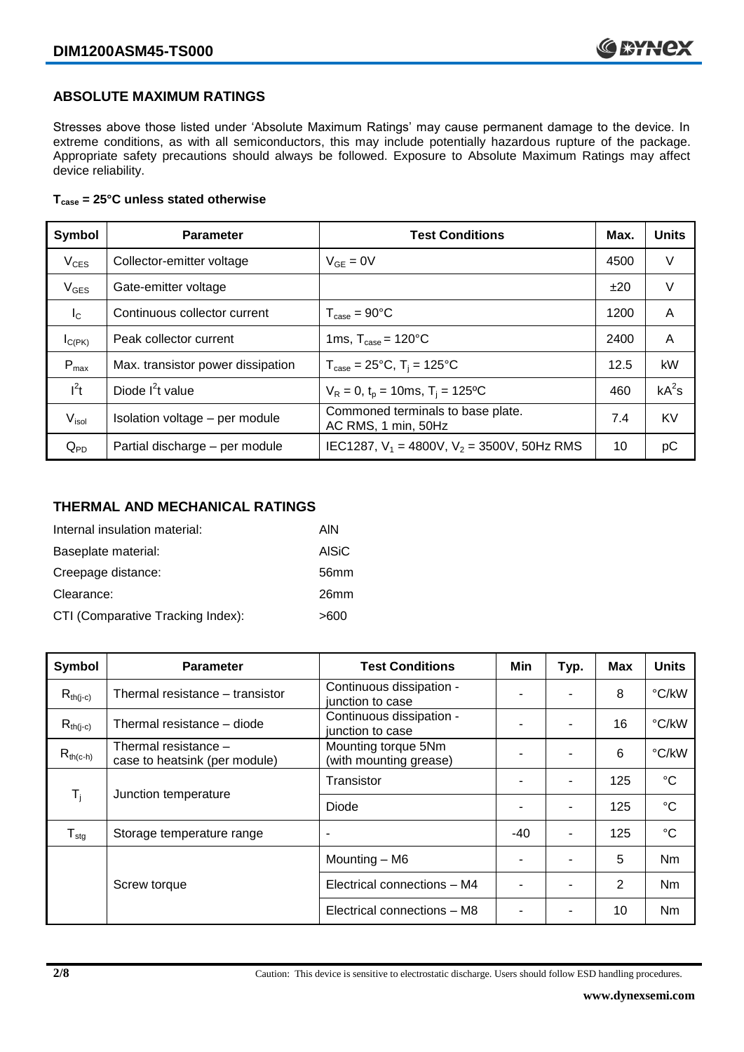## ABSOLUTE MAXIMUM RATINGS

Stresses above those listed under 'Absolute Maximum Ratings' may cause permanent damage to the device. In extreme conditions, as with all semiconductors, this may include potentially hazardous rupture of the package. Appropriate safety precautions should always be followed. Exposure to Absolute Maximum Ratings may affect device reliability.

**$T_{case}$ = 25°C unless stated otherwise**

| Symbol | Parameter | Test Conditions | Max. | Units |
|---|---|---|---|---|
| $V_{CES}$ | Collector-emitter voltage | $V_{GE}$ = 0V | 4500 | V |
| $V_{GES}$ | Gate-emitter voltage | | ±20 | V |
| $I_C$ | Continuous collector current | $T_{case}$ = 90°C | 1200 | A |
| $I_{C(PK)}$ | Peak collector current | 1ms, $T_{case}$ = 120°C | 2400 | A |
| $P_{max}$ | Max. transistor power dissipation | $T_{case}$ = 25°C, $T_j$ = 125°C | 12.5 | kW |
| $I^2t$ | Diode $I^2t$ value | $V_R$ = 0, $t_p$ = 10ms, $T_j$ = 125ºC | 460 | $kA^2s$ |
| $V_{isol}$ | Isolation voltage – per module | Commoned terminals to base plate. AC RMS, 1 min, 50Hz | 7.4 | KV |
| $Q_{PD}$ | Partial discharge – per module | IEC1287, $V_1$ = 4800V, $V_2$ = 3500V, 50Hz RMS | 10 | pC |

## THERMAL AND MECHANICAL RATINGS

| | |
|---|---|
| Internal insulation material: | AlN |
| Baseplate material: | AlSiC |
| Creepage distance: | 56mm |
| Clearance: | 26mm |
| CTI (Comparative Tracking Index): | >600 |

| Symbol | Parameter | Test Conditions | Min | Typ. | Max | Units |
|---|---|---|---|---|---|---|
| $R_{th(j-c)}$ | Thermal resistance – transistor | Continuous dissipation - junction to case | - | - | 8 | °C/kW |
| $R_{th(j-c)}$ | Thermal resistance – diode | Continuous dissipation - junction to case | - | - | 16 | °C/kW |
| $R_{th(c-h)}$ | Thermal resistance – case to heatsink (per module) | Mounting torque 5Nm (with mounting grease) | - | - | 6 | °C/kW |
| $T_j$ | Junction temperature | Transistor | - | - | 125 | °C |
| | | Diode | - | - | 125 | °C |
| $T_{stg}$ | Storage temperature range | - | -40 | - | 125 | °C |
| | Screw torque | Mounting – M6 | - | - | 5 | Nm |
| | | Electrical connections – M4 | - | - | 2 | Nm |
| | | Electrical connections – M8 | - | - | 10 | Nm |

Caution: This device is sensitive to electrostatic discharge. Users should follow ESD handling procedures.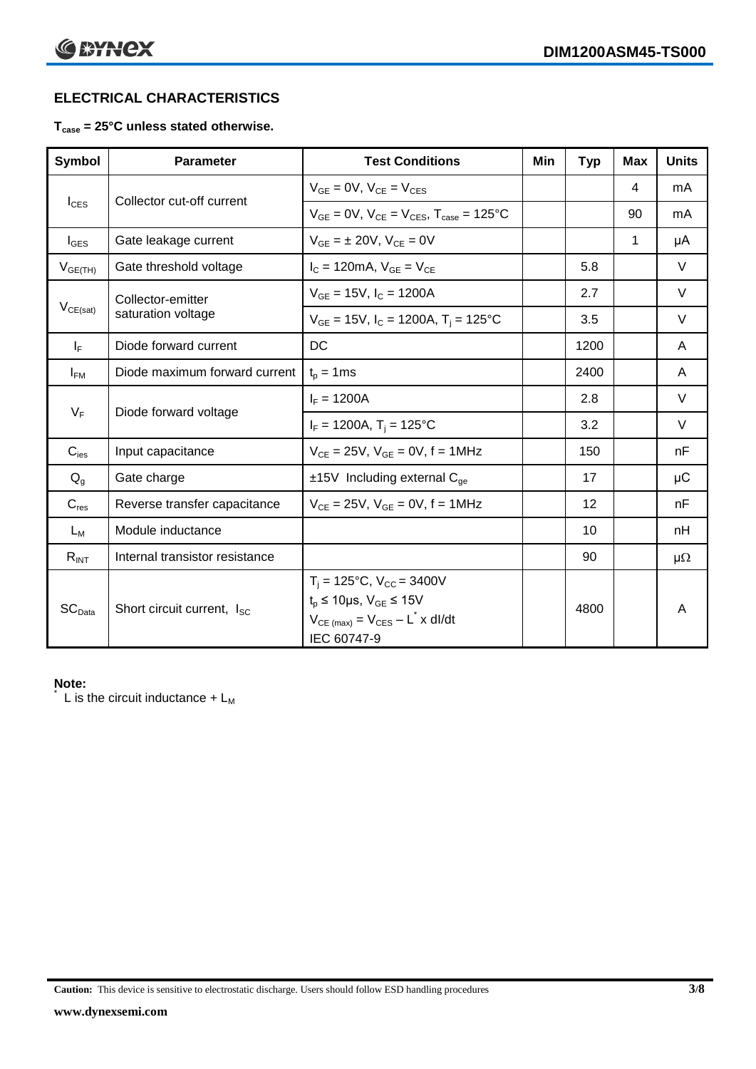## ELECTRICAL CHARACTERISTICS

**$T_{case}$ = 25°C unless stated otherwise.**

| Symbol | Parameter | Test Conditions | Min | Typ | Max | Units |
|---|---|---|---|---|---|---|
| $I_{CES}$ | Collector cut-off current | $V_{GE}$ = 0V, $V_{CE}$ = $V_{CES}$ | | | 4 | mA |
| | | $V_{GE}$ = 0V, $V_{CE}$ = $V_{CES}$, $T_{case}$ = 125°C | | | 90 | mA |
| $I_{GES}$ | Gate leakage current | $V_{GE}$ = ± 20V, $V_{CE}$ = 0V | | | 1 | μA |
| $V_{GE(TH)}$ | Gate threshold voltage | $I_C$ = 120mA, $V_{GE}$ = $V_{CE}$ | | 5.8 | | V |
| $V_{CE(sat)}$ | Collector-emitter saturation voltage | $V_{GE}$ = 15V, $I_C$ = 1200A | | 2.7 | | V |
| | | $V_{GE}$ = 15V, $I_C$ = 1200A, $T_j$ = 125°C | | 3.5 | | V |
| $I_F$ | Diode forward current | DC | | 1200 | | A |
| $I_{FM}$ | Diode maximum forward current | $t_p$ = 1ms | | 2400 | | A |
| $V_F$ | Diode forward voltage | $I_F$ = 1200A | | 2.8 | | V |
| | | $I_F$ = 1200A, $T_j$ = 125°C | | 3.2 | | V |
| $C_{ies}$ | Input capacitance | $V_{CE}$ = 25V, $V_{GE}$ = 0V, f = 1MHz | | 150 | | nF |
| $Q_g$ | Gate charge | ±15V Including external $C_{ge}$ | | 17 | | μC |
| $C_{res}$ | Reverse transfer capacitance | $V_{CE}$ = 25V, $V_{GE}$ = 0V, f = 1MHz | | 12 | | nF |
| $L_M$ | Module inductance | | | 10 | | nH |
| $R_{INT}$ | Internal transistor resistance | | | 90 | | μΩ |
| $SC_{Data}$ | Short circuit current, $I_{SC}$ | $T_j$ = 125°C, $V_{CC}$ = 3400V<br>$t_p$ ≤ 10μs, $V_{GE}$ ≤ 15V<br>$V_{CE\ (max)}$ = $V_{CES}$ – $L^*$ x dI/dt<br>IEC 60747-9 | | 4800 | | A |

**Note:**
\* L is the circuit inductance + $L_M$

**Caution:** This device is sensitive to electrostatic discharge. Users should follow ESD handling procedures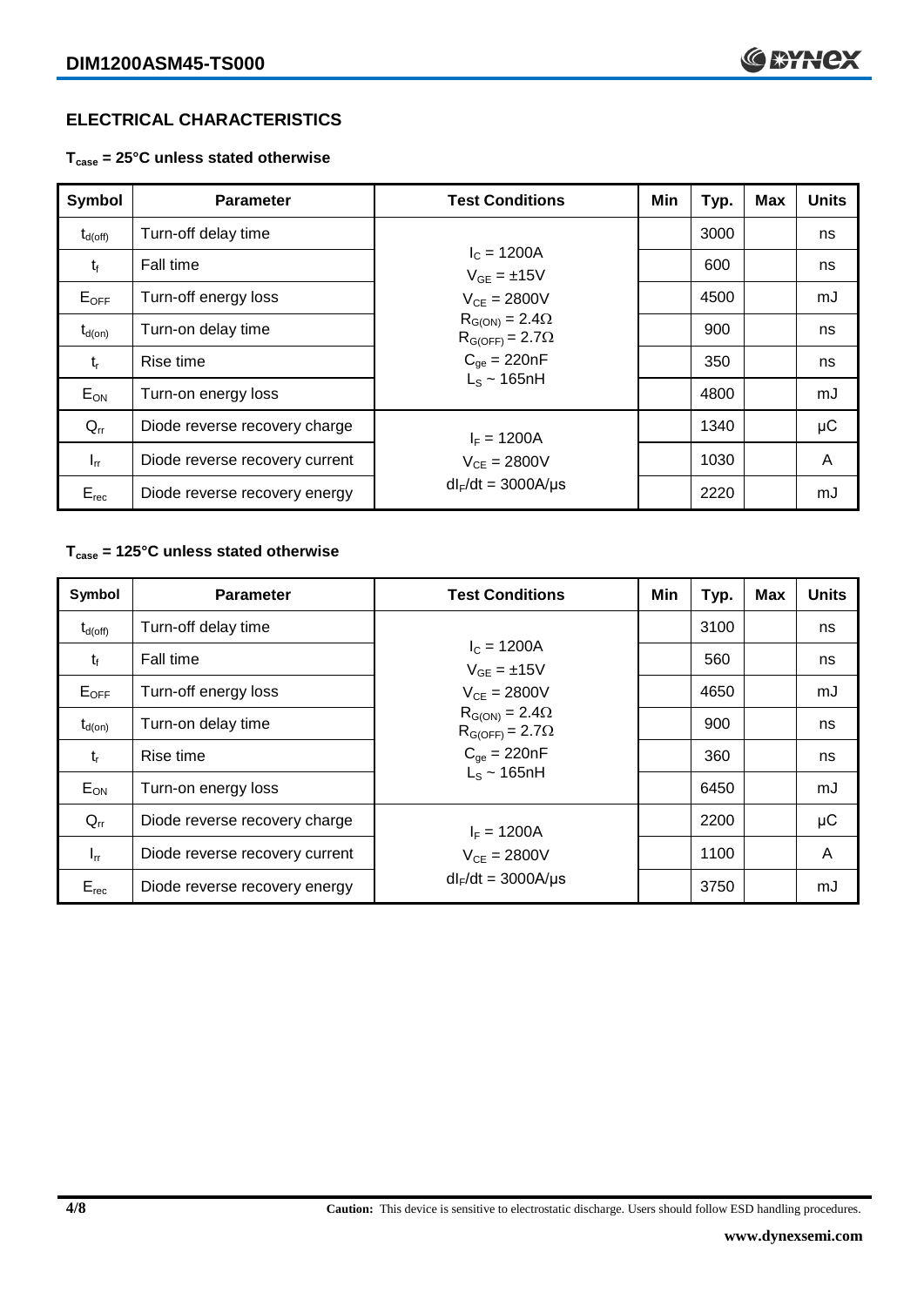## ELECTRICAL CHARACTERISTICS

**$T_{case}$ = 25°C unless stated otherwise**

| Symbol | Parameter | Test Conditions | Min | Typ. | Max | Units |
|---|---|---|---|---|---|---|
| $t_{d(off)}$ | Turn-off delay time | $I_C$ = 1200A<br>$V_{GE}$ = ±15V<br>$V_{CE}$ = 2800V<br>$R_{G(ON)}$ = 2.4Ω<br>$R_{G(OFF)}$ = 2.7Ω<br>$C_{ge}$ = 220nF<br>$L_S$ ~ 165nH | | 3000 | | ns |
| $t_f$ | Fall time | | | 600 | | ns |
| $E_{OFF}$ | Turn-off energy loss | | | 4500 | | mJ |
| $t_{d(on)}$ | Turn-on delay time | | | 900 | | ns |
| $t_r$ | Rise time | | | 350 | | ns |
| $E_{ON}$ | Turn-on energy loss | | | 4800 | | mJ |
| $Q_{rr}$ | Diode reverse recovery charge | $I_F$ = 1200A<br>$V_{CE}$ = 2800V<br>$dI_F/dt$ = 3000A/µs | | 1340 | | µC |
| $I_{rr}$ | Diode reverse recovery current | | | 1030 | | A |
| $E_{rec}$ | Diode reverse recovery energy | | | 2220 | | mJ |

**$T_{case}$ = 125°C unless stated otherwise**

| Symbol | Parameter | Test Conditions | Min | Typ. | Max | Units |
|---|---|---|---|---|---|---|
| $t_{d(off)}$ | Turn-off delay time | $I_C$ = 1200A<br>$V_{GE}$ = ±15V<br>$V_{CE}$ = 2800V<br>$R_{G(ON)}$ = 2.4Ω<br>$R_{G(OFF)}$ = 2.7Ω<br>$C_{ge}$ = 220nF<br>$L_S$ ~ 165nH | | 3100 | | ns |
| $t_f$ | Fall time | | | 560 | | ns |
| $E_{OFF}$ | Turn-off energy loss | | | 4650 | | mJ |
| $t_{d(on)}$ | Turn-on delay time | | | 900 | | ns |
| $t_r$ | Rise time | | | 360 | | ns |
| $E_{ON}$ | Turn-on energy loss | | | 6450 | | mJ |
| $Q_{rr}$ | Diode reverse recovery charge | $I_F$ = 1200A<br>$V_{CE}$ = 2800V<br>$dI_F/dt$ = 3000A/µs | | 2200 | | µC |
| $I_{rr}$ | Diode reverse recovery current | | | 1100 | | A |
| $E_{rec}$ | Diode reverse recovery energy | | | 3750 | | mJ |

**Caution:** This device is sensitive to electrostatic discharge. Users should follow ESD handling procedures.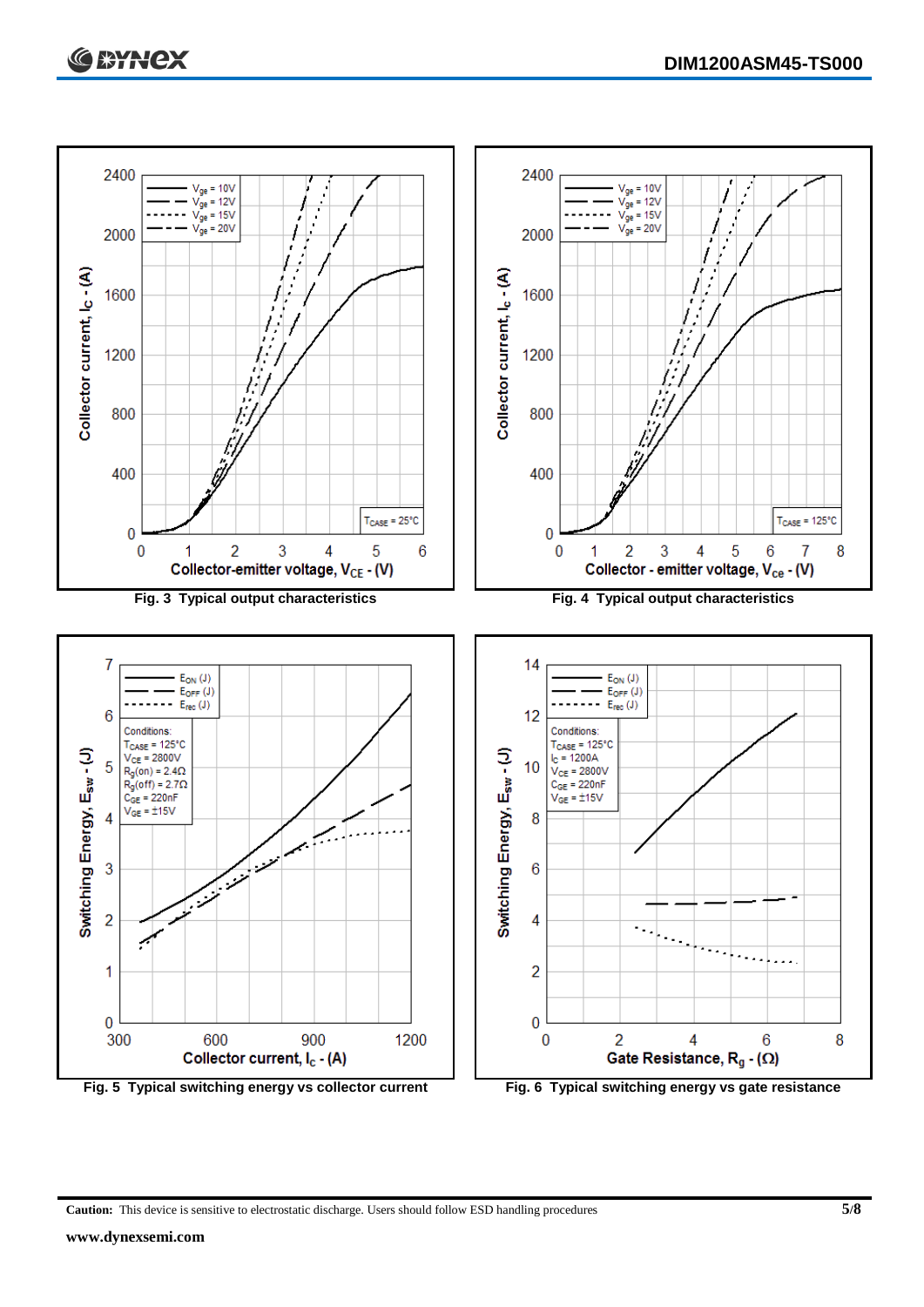Fig. 3 Typical output characteristics

Fig. 4 Typical output characteristics

Fig. 5 Typical switching energy vs collector current

Fig. 6 Typical switching energy vs gate resistance

**Caution:** This device is sensitive to electrostatic discharge. Users should follow ESD handling procedures

**www.dynexsemi.com**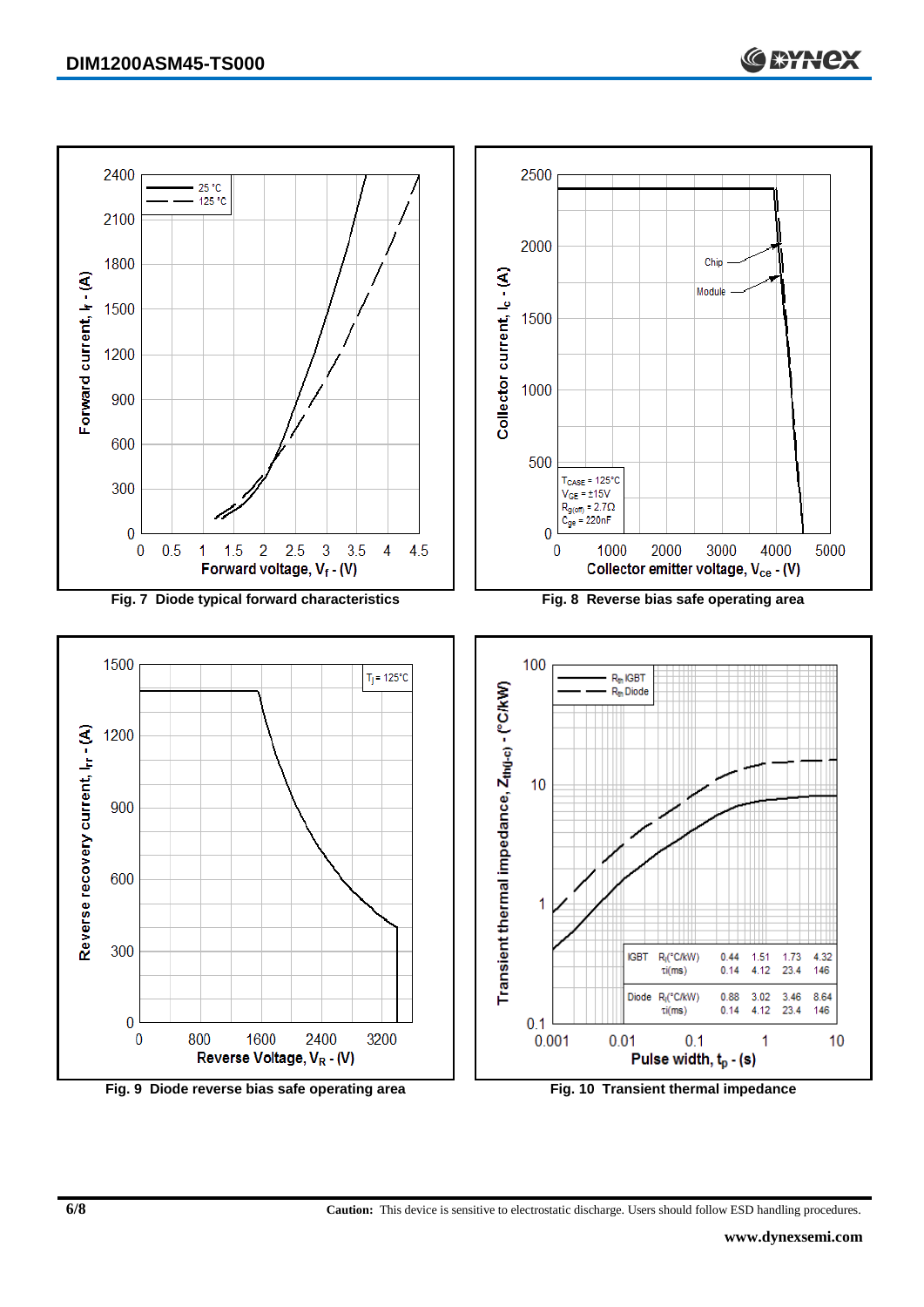Fig. 7 Diode typical forward characteristics

Fig. 8 Reverse bias safe operating area

Fig. 9 Diode reverse bias safe operating area

Fig. 10 Transient thermal impedance

| | | | | | |
|---|---|---|---|---|---|
| IGBT | $R_i$(°C/kW) | 0.44 | 1.51 | 1.73 | 4.32 |
| | $\tau_i$(ms) | 0.14 | 4.12 | 23.4 | 146 |
| Diode | $R_i$(°C/kW) | 0.88 | 3.02 | 3.46 | 8.64 |
| | $\tau_i$(ms) | 0.14 | 4.12 | 23.4 | 146 |

**Caution:** This device is sensitive to electrostatic discharge. Users should follow ESD handling procedures.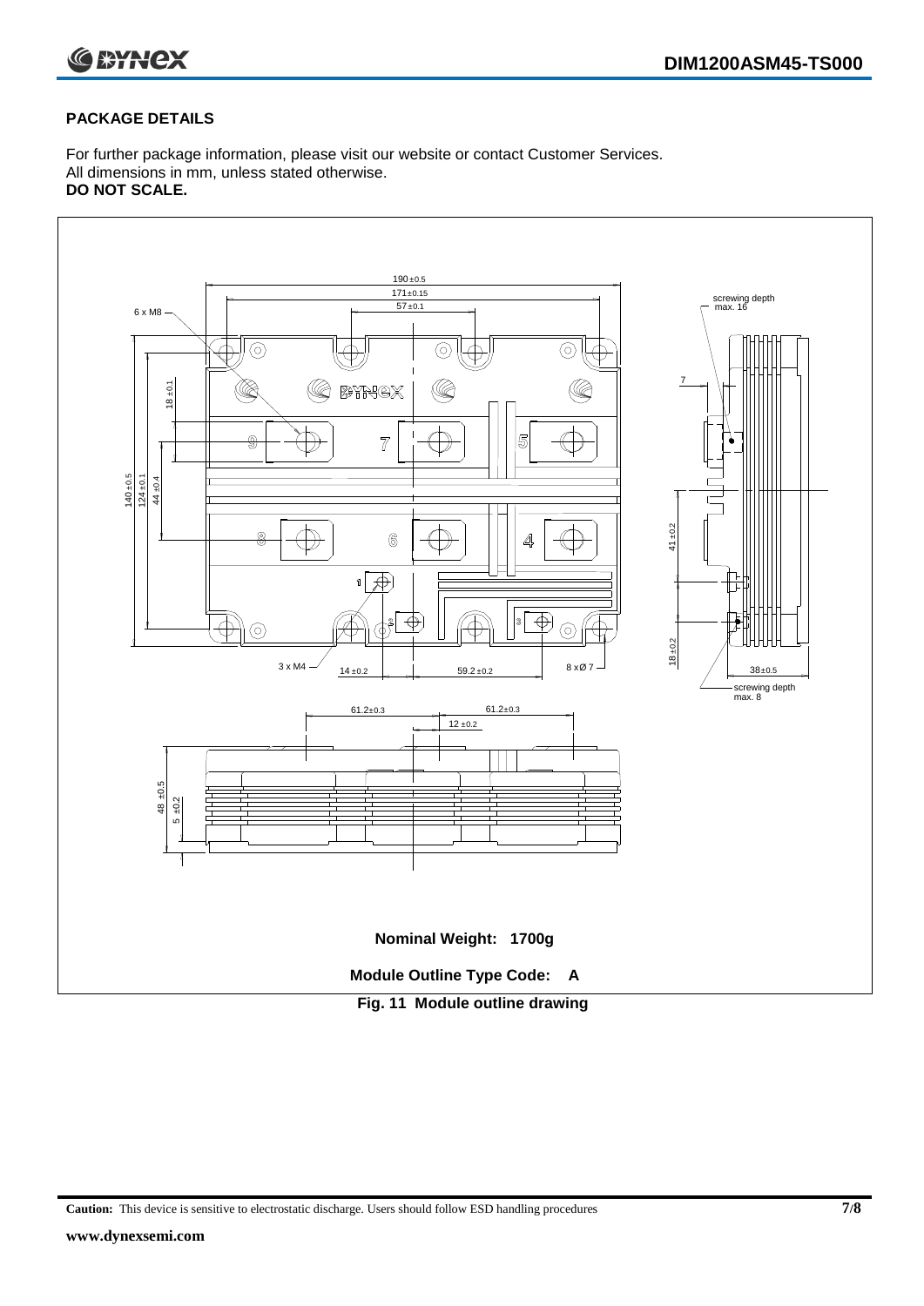## PACKAGE DETAILS

For further package information, please visit our website or contact Customer Services.
All dimensions in mm, unless stated otherwise.
**DO NOT SCALE.**

**Nominal Weight: 1700g**

**Module Outline Type Code: A**

**Fig. 11 Module outline drawing**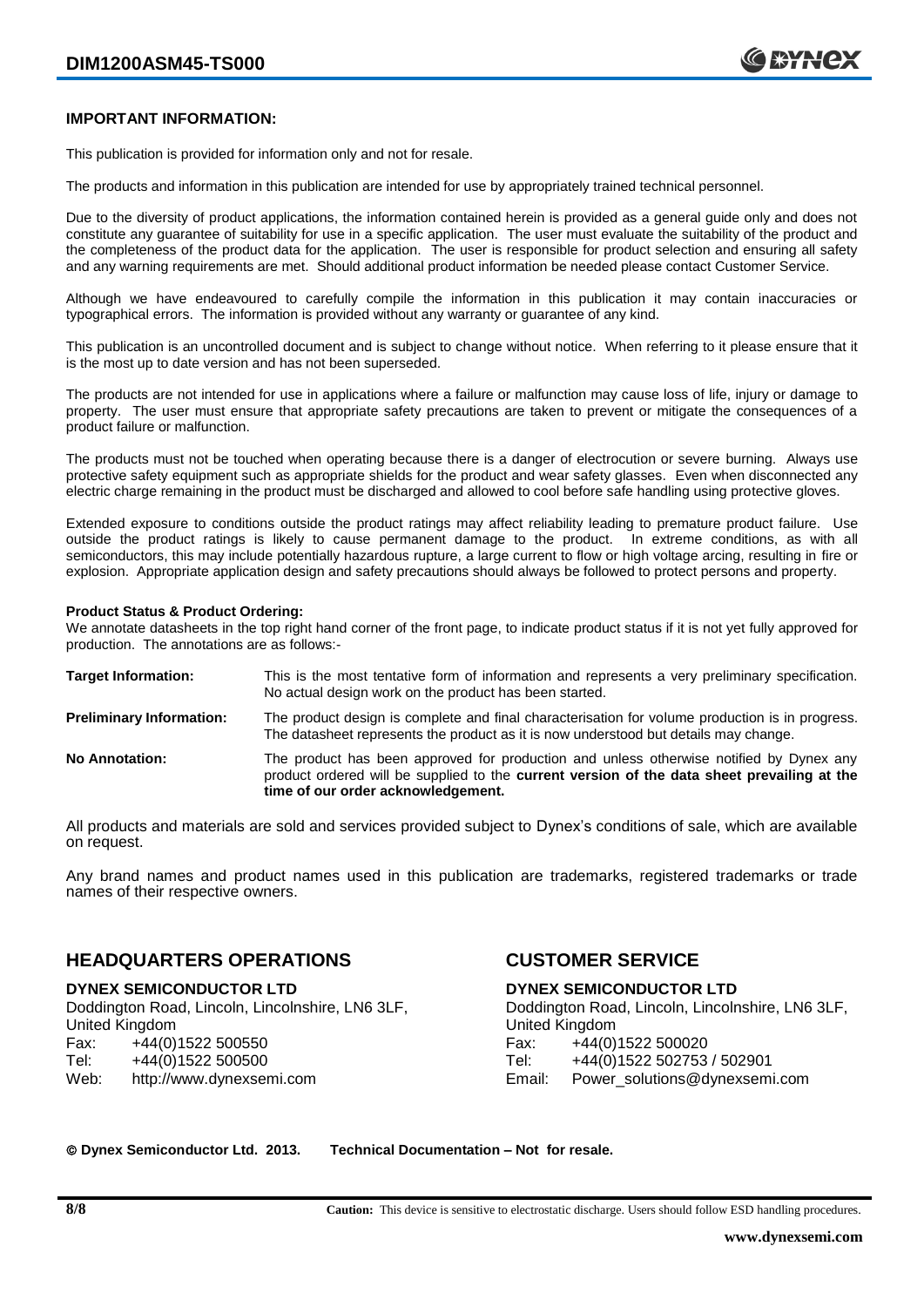## IMPORTANT INFORMATION:

This publication is provided for information only and not for resale.

The products and information in this publication are intended for use by appropriately trained technical personnel.

Due to the diversity of product applications, the information contained herein is provided as a general guide only and does not constitute any guarantee of suitability for use in a specific application. The user must evaluate the suitability of the product and the completeness of the product data for the application. The user is responsible for product selection and ensuring all safety and any warning requirements are met. Should additional product information be needed please contact Customer Service.

Although we have endeavoured to carefully compile the information in this publication it may contain inaccuracies or typographical errors. The information is provided without any warranty or guarantee of any kind.

This publication is an uncontrolled document and is subject to change without notice. When referring to it please ensure that it is the most up to date version and has not been superseded.

The products are not intended for use in applications where a failure or malfunction may cause loss of life, injury or damage to property. The user must ensure that appropriate safety precautions are taken to prevent or mitigate the consequences of a product failure or malfunction.

The products must not be touched when operating because there is a danger of electrocution or severe burning. Always use protective safety equipment such as appropriate shields for the product and wear safety glasses. Even when disconnected any electric charge remaining in the product must be discharged and allowed to cool before safe handling using protective gloves.

Extended exposure to conditions outside the product ratings may affect reliability leading to premature product failure. Use outside the product ratings is likely to cause permanent damage to the product. In extreme conditions, as with all semiconductors, this may include potentially hazardous rupture, a large current to flow or high voltage arcing, resulting in fire or explosion. Appropriate application design and safety precautions should always be followed to protect persons and property.

**Product Status & Product Ordering:**
We annotate datasheets in the top right hand corner of the front page, to indicate product status if it is not yet fully approved for production. The annotations are as follows:-

| | |
|---|---|
| **Target Information:** | This is the most tentative form of information and represents a very preliminary specification. No actual design work on the product has been started. |
| **Preliminary Information:** | The product design is complete and final characterisation for volume production is in progress. The datasheet represents the product as it is now understood but details may change. |
| **No Annotation:** | The product has been approved for production and unless otherwise notified by Dynex any product ordered will be supplied to the **current version of the data sheet prevailing at the time of our order acknowledgement.** |

All products and materials are sold and services provided subject to Dynex's conditions of sale, which are available on request.

Any brand names and product names used in this publication are trademarks, registered trademarks or trade names of their respective owners.

## HEADQUARTERS OPERATIONS

**DYNEX SEMICONDUCTOR LTD**
Doddington Road, Lincoln, Lincolnshire, LN6 3LF,
United Kingdom
Fax: +44(0)1522 500550
Tel: +44(0)1522 500500
Web: http://www.dynexsemi.com

## CUSTOMER SERVICE

**DYNEX SEMICONDUCTOR LTD**
Doddington Road, Lincoln, Lincolnshire, LN6 3LF,
United Kingdom
Fax: +44(0)1522 500020
Tel: +44(0)1522 502753 / 502901
Email: Power_solutions@dynexsemi.com

**© Dynex Semiconductor Ltd. 2013. Technical Documentation – Not for resale.**

**Caution:** This device is sensitive to electrostatic discharge. Users should follow ESD handling procedures.